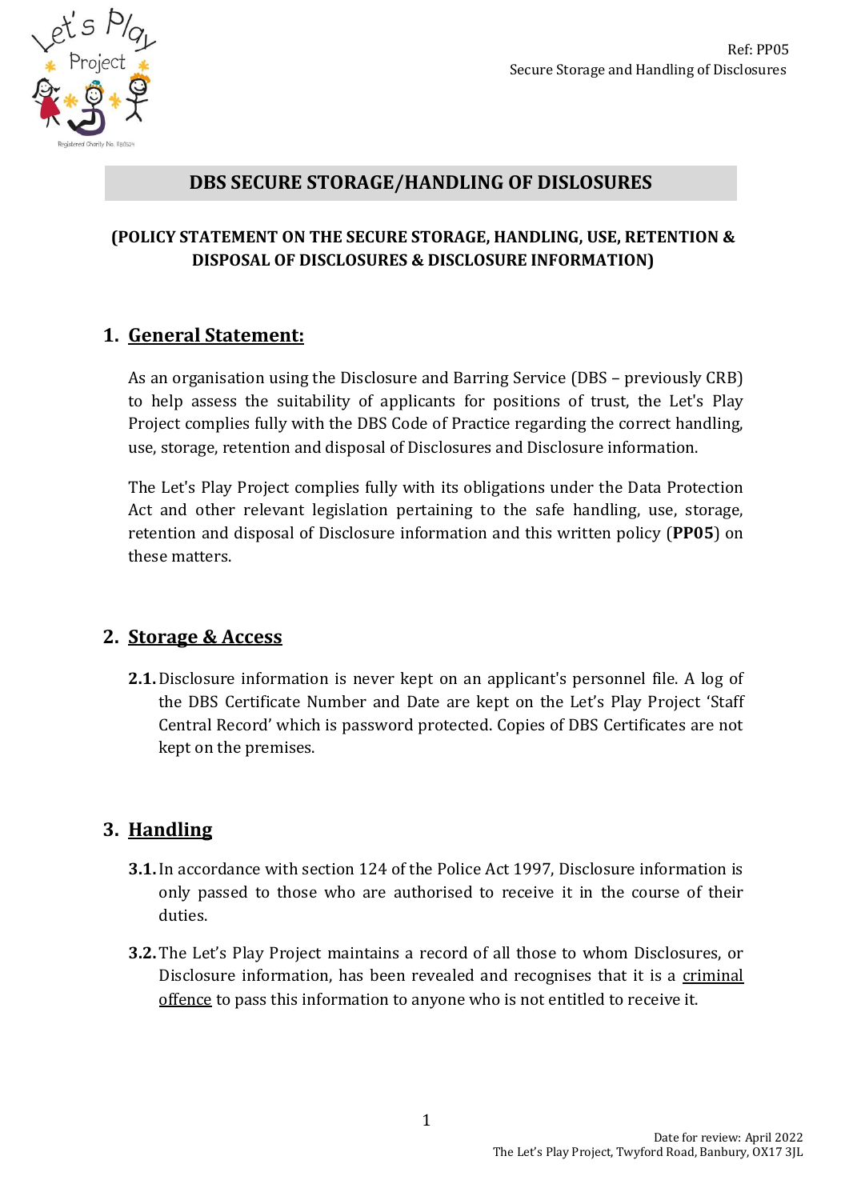# DBS SECURE STORAGE/HANDLING OF DISLOSURES

**(POLICY STATEMENT ON THE SECURE STORAGE, HANDLING, USE, RETENTION & DISPOSAL OF DISCLOSURES & DISCLOSURE INFORMATION)**

## 1. General Statement:

As an organisation using the Disclosure and Barring Service (DBS – previously CRB) to help assess the suitability of applicants for positions of trust, the Let's Play Project complies fully with the DBS Code of Practice regarding the correct handling, use, storage, retention and disposal of Disclosures and Disclosure information.

The Let's Play Project complies fully with its obligations under the Data Protection Act and other relevant legislation pertaining to the safe handling, use, storage, retention and disposal of Disclosure information and this written policy (**PP05**) on these matters.

## 2. Storage & Access

**2.1.** Disclosure information is never kept on an applicant's personnel file. A log of the DBS Certificate Number and Date are kept on the Let's Play Project 'Staff Central Record' which is password protected. Copies of DBS Certificates are not kept on the premises.

## 3. Handling

**3.1.** In accordance with section 124 of the Police Act 1997, Disclosure information is only passed to those who are authorised to receive it in the course of their duties.

**3.2.** The Let's Play Project maintains a record of all those to whom Disclosures, or Disclosure information, has been revealed and recognises that it is a criminal offence to pass this information to anyone who is not entitled to receive it.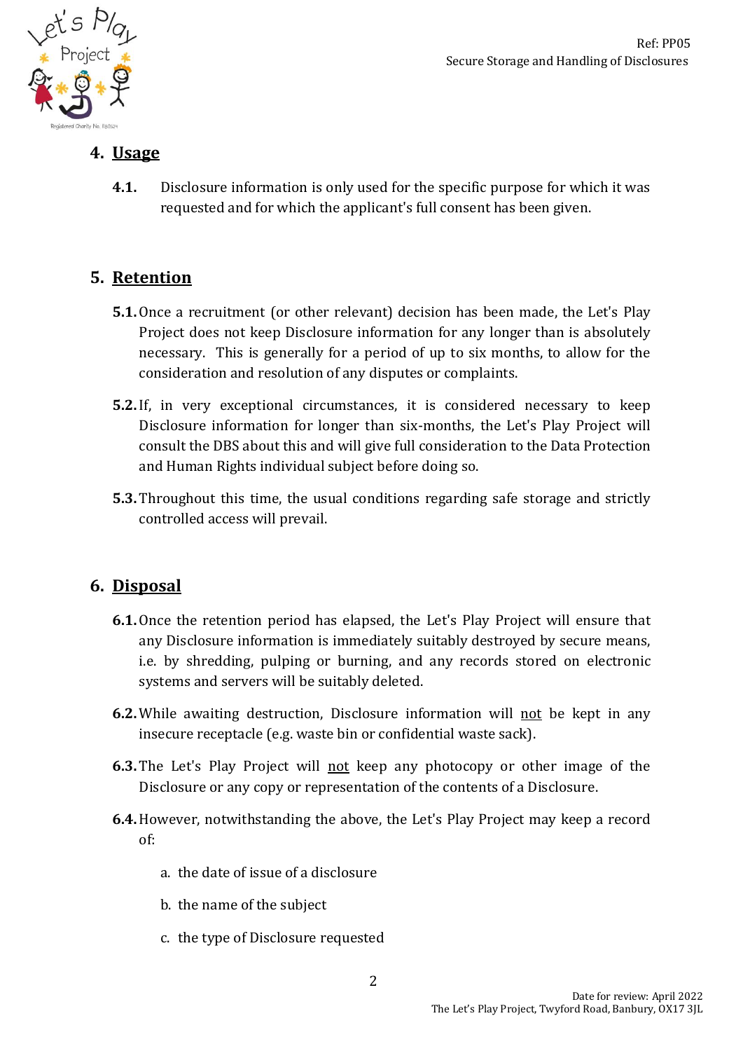## 4. Usage

**4.1.** Disclosure information is only used for the specific purpose for which it was requested and for which the applicant's full consent has been given.

## 5. Retention

**5.1.** Once a recruitment (or other relevant) decision has been made, the Let's Play Project does not keep Disclosure information for any longer than is absolutely necessary. This is generally for a period of up to six months, to allow for the consideration and resolution of any disputes or complaints.

**5.2.** If, in very exceptional circumstances, it is considered necessary to keep Disclosure information for longer than six-months, the Let's Play Project will consult the DBS about this and will give full consideration to the Data Protection and Human Rights individual subject before doing so.

**5.3.** Throughout this time, the usual conditions regarding safe storage and strictly controlled access will prevail.

## 6. Disposal

**6.1.** Once the retention period has elapsed, the Let's Play Project will ensure that any Disclosure information is immediately suitably destroyed by secure means, i.e. by shredding, pulping or burning, and any records stored on electronic systems and servers will be suitably deleted.

**6.2.** While awaiting destruction, Disclosure information will <u>not</u> be kept in any insecure receptacle (e.g. waste bin or confidential waste sack).

**6.3.** The Let's Play Project will <u>not</u> keep any photocopy or other image of the Disclosure or any copy or representation of the contents of a Disclosure.

**6.4.** However, notwithstanding the above, the Let's Play Project may keep a record of:

a. the date of issue of a disclosure

b. the name of the subject

c. the type of Disclosure requested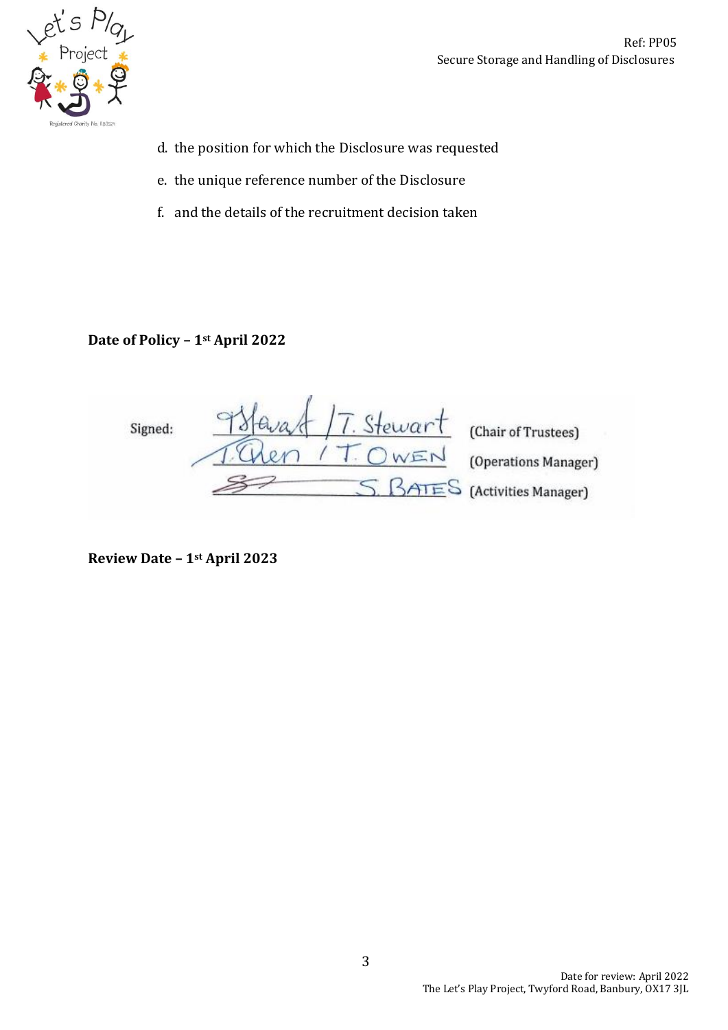d. the position for which the Disclosure was requested

e. the unique reference number of the Disclosure

f. and the details of the recruitment decision taken

**Date of Policy – 1st April 2022**

Signed: T. Stewart (Chair of Trustees)

T. Owen (Operations Manager)

S. Bates (Activities Manager)

**Review Date – 1st April 2023**